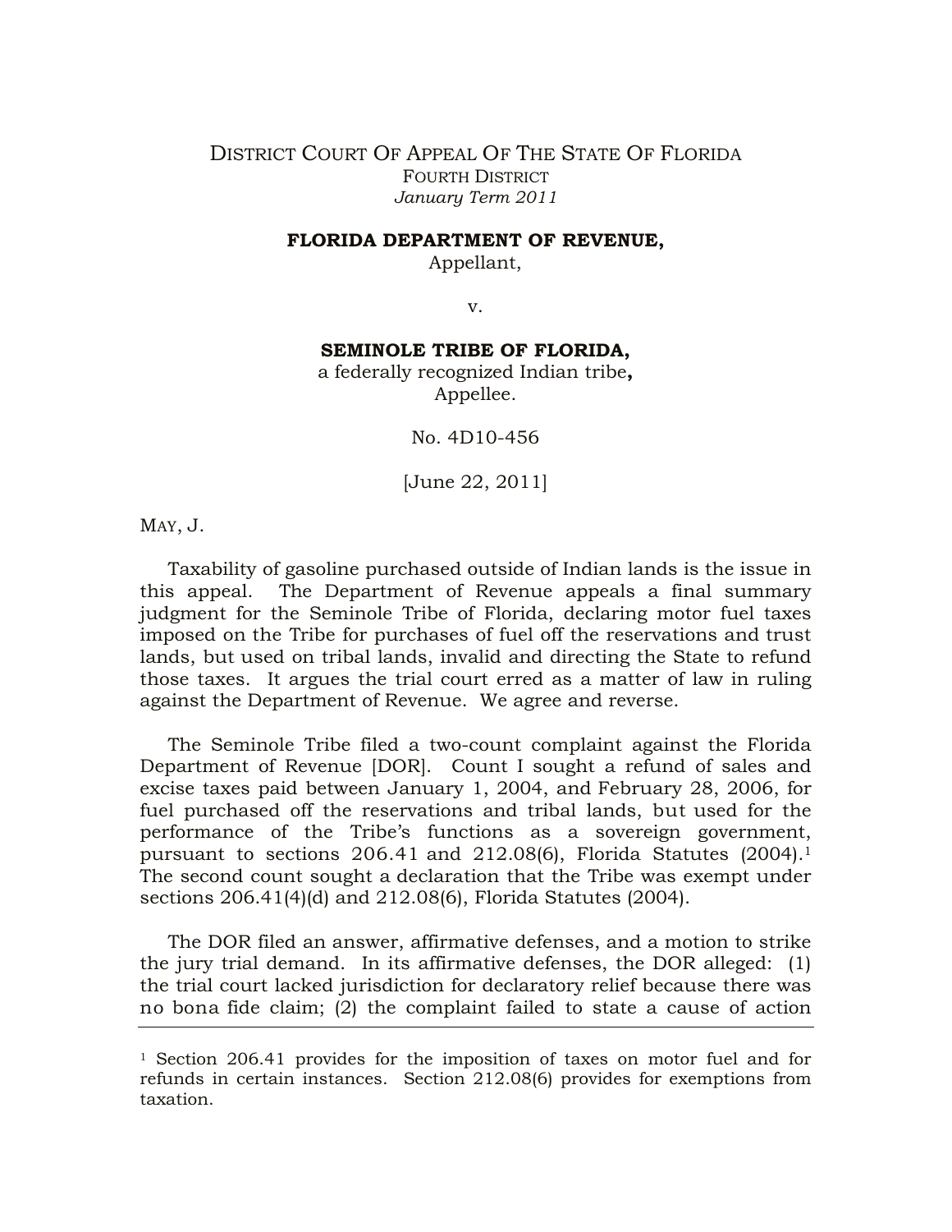DISTRICT COURT OF APPEAL OF THE STATE OF FLORIDA
FOURTH DISTRICT
*January Term 2011*

**FLORIDA DEPARTMENT OF REVENUE,**
Appellant,

v.

**SEMINOLE TRIBE OF FLORIDA,**
a federally recognized Indian tribe**,**
Appellee.

No. 4D10-456

[June 22, 2011]

MAY, J.

Taxability of gasoline purchased outside of Indian lands is the issue in this appeal. The Department of Revenue appeals a final summary judgment for the Seminole Tribe of Florida, declaring motor fuel taxes imposed on the Tribe for purchases of fuel off the reservations and trust lands, but used on tribal lands, invalid and directing the State to refund those taxes. It argues the trial court erred as a matter of law in ruling against the Department of Revenue. We agree and reverse.

The Seminole Tribe filed a two-count complaint against the Florida Department of Revenue [DOR]. Count I sought a refund of sales and excise taxes paid between January 1, 2004, and February 28, 2006, for fuel purchased off the reservations and tribal lands, but used for the performance of the Tribe's functions as a sovereign government, pursuant to sections 206.41 and 212.08(6), Florida Statutes (2004).[1] The second count sought a declaration that the Tribe was exempt under sections 206.41(4)(d) and 212.08(6), Florida Statutes (2004).

The DOR filed an answer, affirmative defenses, and a motion to strike the jury trial demand. In its affirmative defenses, the DOR alleged: (1) the trial court lacked jurisdiction for declaratory relief because there was no bona fide claim; (2) the complaint failed to state a cause of action

---

[1] Section 206.41 provides for the imposition of taxes on motor fuel and for refunds in certain instances. Section 212.08(6) provides for exemptions from taxation.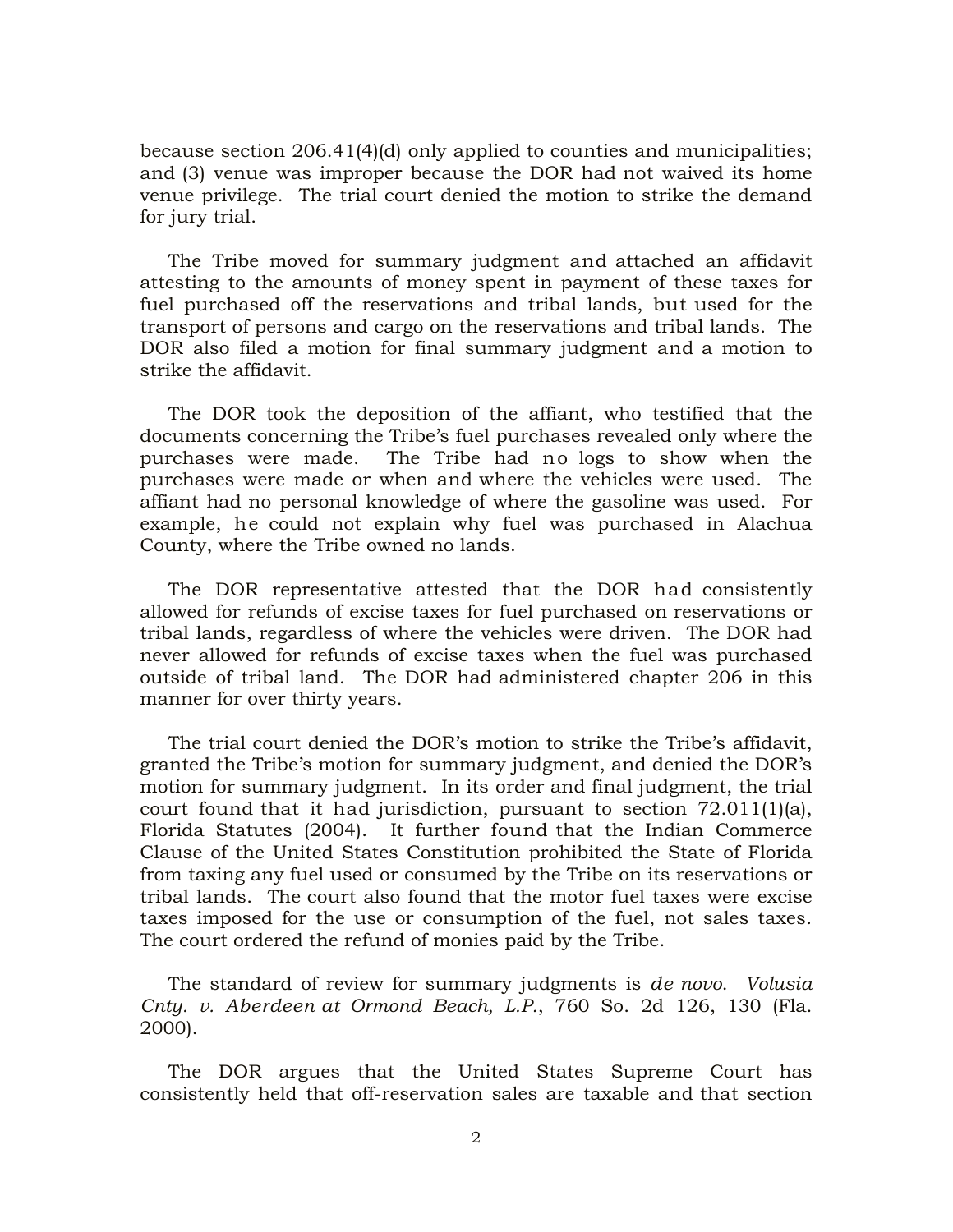because section 206.41(4)(d) only applied to counties and municipalities; and (3) venue was improper because the DOR had not waived its home venue privilege. The trial court denied the motion to strike the demand for jury trial.

The Tribe moved for summary judgment and attached an affidavit attesting to the amounts of money spent in payment of these taxes for fuel purchased off the reservations and tribal lands, but used for the transport of persons and cargo on the reservations and tribal lands. The DOR also filed a motion for final summary judgment and a motion to strike the affidavit.

The DOR took the deposition of the affiant, who testified that the documents concerning the Tribe's fuel purchases revealed only where the purchases were made. The Tribe had no logs to show when the purchases were made or when and where the vehicles were used. The affiant had no personal knowledge of where the gasoline was used. For example, he could not explain why fuel was purchased in Alachua County, where the Tribe owned no lands.

The DOR representative attested that the DOR had consistently allowed for refunds of excise taxes for fuel purchased on reservations or tribal lands, regardless of where the vehicles were driven. The DOR had never allowed for refunds of excise taxes when the fuel was purchased outside of tribal land. The DOR had administered chapter 206 in this manner for over thirty years.

The trial court denied the DOR's motion to strike the Tribe's affidavit, granted the Tribe's motion for summary judgment, and denied the DOR's motion for summary judgment. In its order and final judgment, the trial court found that it had jurisdiction, pursuant to section 72.011(1)(a), Florida Statutes (2004). It further found that the Indian Commerce Clause of the United States Constitution prohibited the State of Florida from taxing any fuel used or consumed by the Tribe on its reservations or tribal lands. The court also found that the motor fuel taxes were excise taxes imposed for the use or consumption of the fuel, not sales taxes. The court ordered the refund of monies paid by the Tribe.

The standard of review for summary judgments is *de novo*. *Volusia Cnty. v. Aberdeen at Ormond Beach, L.P.*, 760 So. 2d 126, 130 (Fla. 2000).

The DOR argues that the United States Supreme Court has consistently held that off-reservation sales are taxable and that section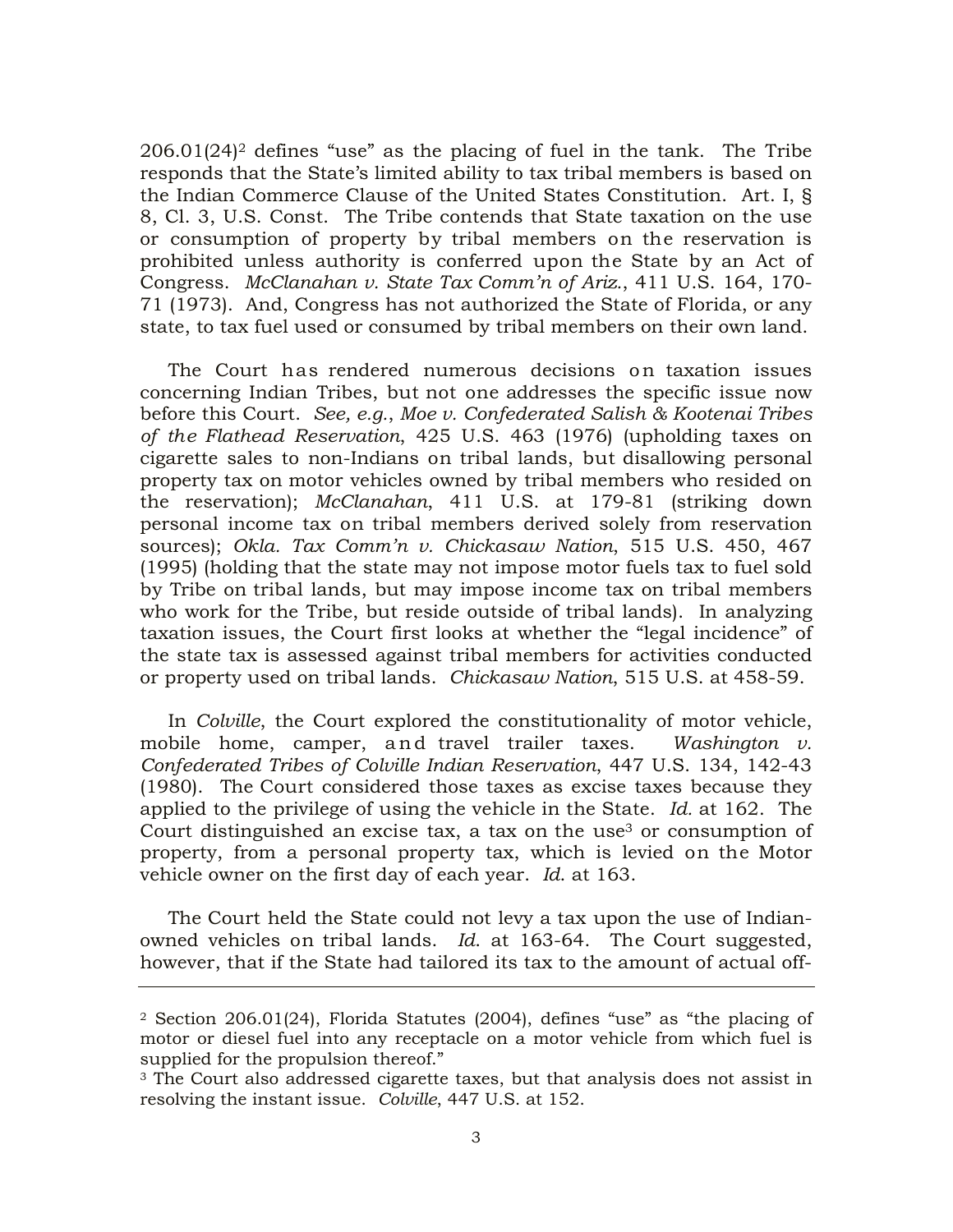206.01(24)[2] defines "use" as the placing of fuel in the tank. The Tribe responds that the State's limited ability to tax tribal members is based on the Indian Commerce Clause of the United States Constitution. Art. I, § 8, Cl. 3, U.S. Const. The Tribe contends that State taxation on the use or consumption of property by tribal members on the reservation is prohibited unless authority is conferred upon the State by an Act of Congress. *McClanahan v. State Tax Comm'n of Ariz.*, 411 U.S. 164, 170-71 (1973). And, Congress has not authorized the State of Florida, or any state, to tax fuel used or consumed by tribal members on their own land.

The Court has rendered numerous decisions on taxation issues concerning Indian Tribes, but not one addresses the specific issue now before this Court. *See, e.g.*, *Moe v. Confederated Salish & Kootenai Tribes of the Flathead Reservation*, 425 U.S. 463 (1976) (upholding taxes on cigarette sales to non-Indians on tribal lands, but disallowing personal property tax on motor vehicles owned by tribal members who resided on the reservation); *McClanahan*, 411 U.S. at 179-81 (striking down personal income tax on tribal members derived solely from reservation sources); *Okla. Tax Comm'n v. Chickasaw Nation*, 515 U.S. 450, 467 (1995) (holding that the state may not impose motor fuels tax to fuel sold by Tribe on tribal lands, but may impose income tax on tribal members who work for the Tribe, but reside outside of tribal lands). In analyzing taxation issues, the Court first looks at whether the "legal incidence" of the state tax is assessed against tribal members for activities conducted or property used on tribal lands. *Chickasaw Nation*, 515 U.S. at 458-59.

In *Colville*, the Court explored the constitutionality of motor vehicle, mobile home, camper, and travel trailer taxes. *Washington v. Confederated Tribes of Colville Indian Reservation*, 447 U.S. 134, 142-43 (1980). The Court considered those taxes as excise taxes because they applied to the privilege of using the vehicle in the State. *Id.* at 162. The Court distinguished an excise tax, a tax on the use[3] or consumption of property, from a personal property tax, which is levied on the Motor vehicle owner on the first day of each year. *Id.* at 163.

The Court held the State could not levy a tax upon the use of Indian-owned vehicles on tribal lands. *Id.* at 163-64. The Court suggested, however, that if the State had tailored its tax to the amount of actual off-

---

[2] Section 206.01(24), Florida Statutes (2004), defines "use" as "the placing of motor or diesel fuel into any receptacle on a motor vehicle from which fuel is supplied for the propulsion thereof."

[3] The Court also addressed cigarette taxes, but that analysis does not assist in resolving the instant issue. *Colville*, 447 U.S. at 152.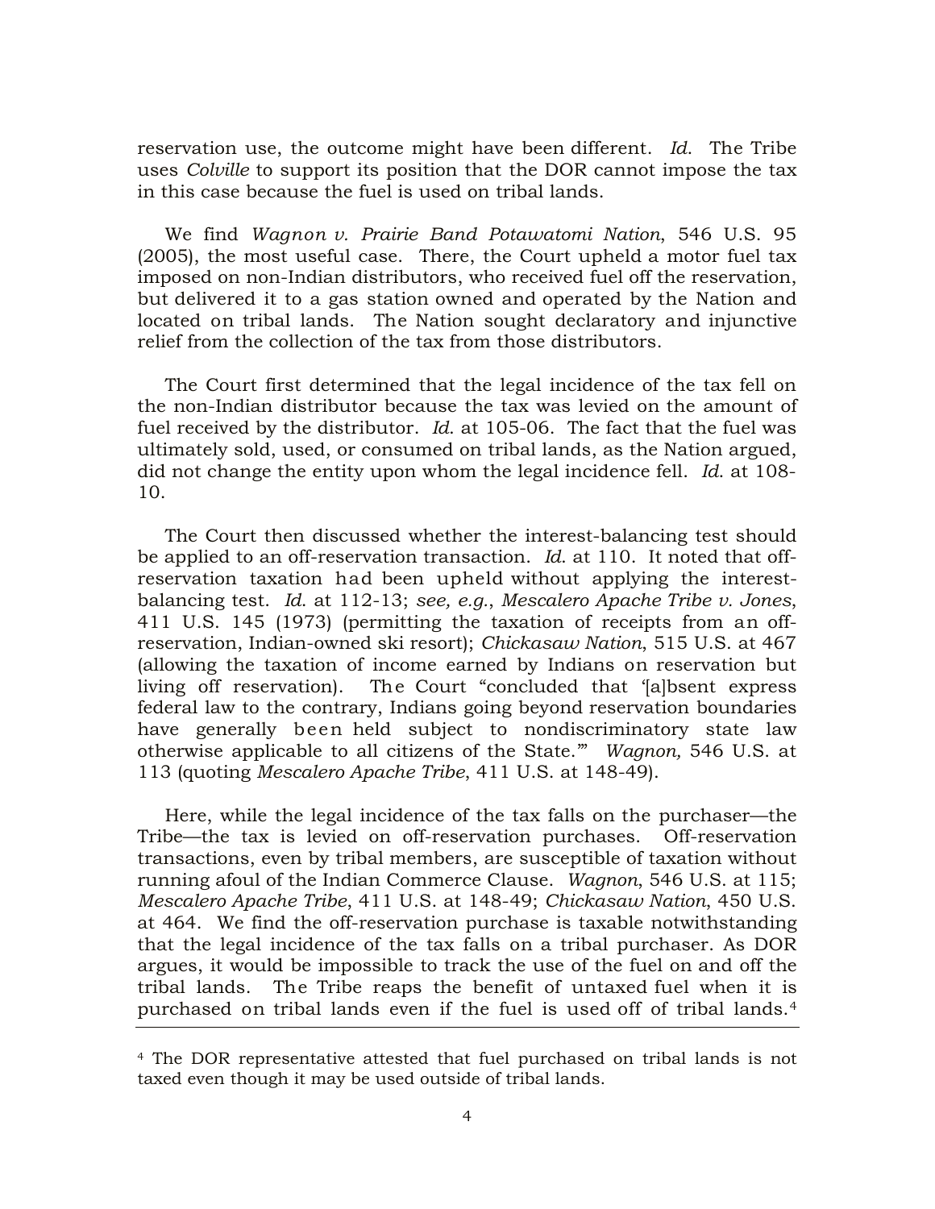reservation use, the outcome might have been different. *Id.* The Tribe uses *Colville* to support its position that the DOR cannot impose the tax in this case because the fuel is used on tribal lands.

We find *Wagnon v. Prairie Band Potawatomi Nation*, 546 U.S. 95 (2005), the most useful case. There, the Court upheld a motor fuel tax imposed on non-Indian distributors, who received fuel off the reservation, but delivered it to a gas station owned and operated by the Nation and located on tribal lands. The Nation sought declaratory and injunctive relief from the collection of the tax from those distributors.

The Court first determined that the legal incidence of the tax fell on the non-Indian distributor because the tax was levied on the amount of fuel received by the distributor. *Id.* at 105-06. The fact that the fuel was ultimately sold, used, or consumed on tribal lands, as the Nation argued, did not change the entity upon whom the legal incidence fell. *Id.* at 108-10.

The Court then discussed whether the interest-balancing test should be applied to an off-reservation transaction. *Id.* at 110. It noted that off-reservation taxation had been upheld without applying the interest-balancing test. *Id.* at 112-13; *see, e.g.*, *Mescalero Apache Tribe v. Jones*, 411 U.S. 145 (1973) (permitting the taxation of receipts from an off-reservation, Indian-owned ski resort); *Chickasaw Nation*, 515 U.S. at 467 (allowing the taxation of income earned by Indians on reservation but living off reservation). The Court "concluded that '[a]bsent express federal law to the contrary, Indians going beyond reservation boundaries have generally been held subject to nondiscriminatory state law otherwise applicable to all citizens of the State.'" *Wagnon,* 546 U.S. at 113 (quoting *Mescalero Apache Tribe*, 411 U.S. at 148-49).

Here, while the legal incidence of the tax falls on the purchaser—the Tribe—the tax is levied on off-reservation purchases. Off-reservation transactions, even by tribal members, are susceptible of taxation without running afoul of the Indian Commerce Clause. *Wagnon*, 546 U.S. at 115; *Mescalero Apache Tribe*, 411 U.S. at 148-49; *Chickasaw Nation*, 450 U.S. at 464. We find the off-reservation purchase is taxable notwithstanding that the legal incidence of the tax falls on a tribal purchaser. As DOR argues, it would be impossible to track the use of the fuel on and off the tribal lands. The Tribe reaps the benefit of untaxed fuel when it is purchased on tribal lands even if the fuel is used off of tribal lands.[4]

---

[4] The DOR representative attested that fuel purchased on tribal lands is not taxed even though it may be used outside of tribal lands.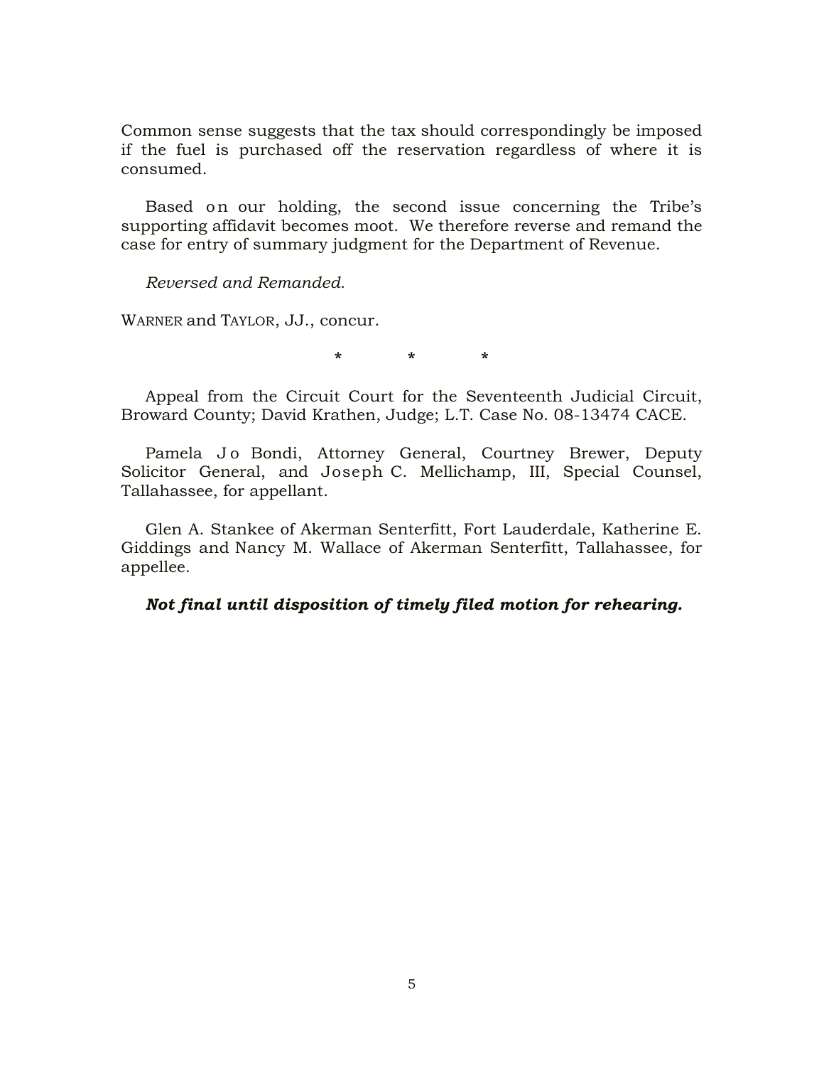Common sense suggests that the tax should correspondingly be imposed if the fuel is purchased off the reservation regardless of where it is consumed.

Based on our holding, the second issue concerning the Tribe's supporting affidavit becomes moot. We therefore reverse and remand the case for entry of summary judgment for the Department of Revenue.

*Reversed and Remanded.*

WARNER and TAYLOR, JJ., concur.

\*            \*            \*

Appeal from the Circuit Court for the Seventeenth Judicial Circuit, Broward County; David Krathen, Judge; L.T. Case No. 08-13474 CACE.

Pamela Jo Bondi, Attorney General, Courtney Brewer, Deputy Solicitor General, and Joseph C. Mellichamp, III, Special Counsel, Tallahassee, for appellant.

Glen A. Stankee of Akerman Senterfitt, Fort Lauderdale, Katherine E. Giddings and Nancy M. Wallace of Akerman Senterfitt, Tallahassee, for appellee.

***Not final until disposition of timely filed motion for rehearing.***